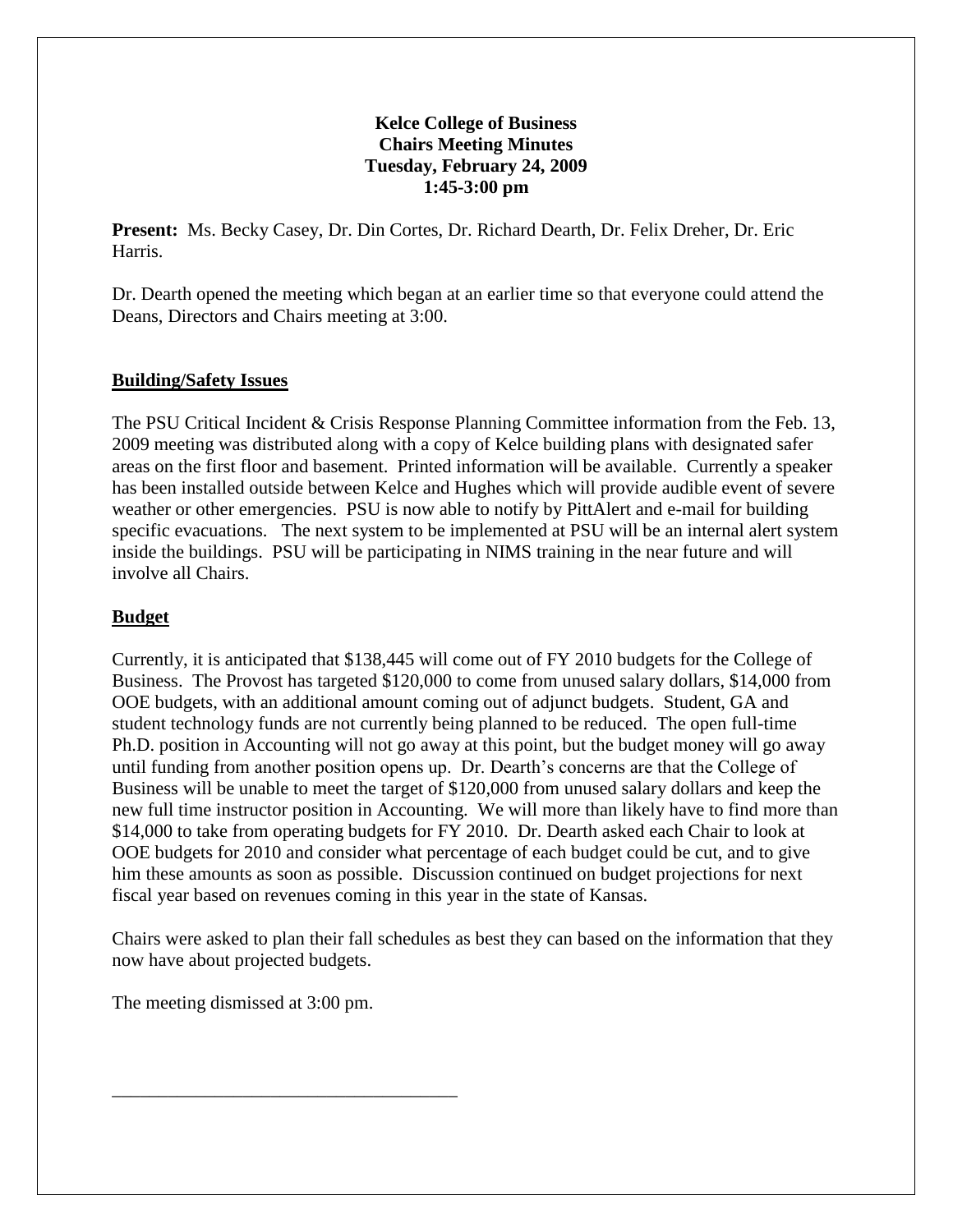**Kelce College of Business**
**Chairs Meeting Minutes**
**Tuesday, February 24, 2009**
**1:45-3:00 pm**

**Present:** Ms. Becky Casey, Dr. Din Cortes, Dr. Richard Dearth, Dr. Felix Dreher, Dr. Eric Harris.

Dr. Dearth opened the meeting which began at an earlier time so that everyone could attend the Deans, Directors and Chairs meeting at 3:00.

## Building/Safety Issues

The PSU Critical Incident & Crisis Response Planning Committee information from the Feb. 13, 2009 meeting was distributed along with a copy of Kelce building plans with designated safer areas on the first floor and basement. Printed information will be available. Currently a speaker has been installed outside between Kelce and Hughes which will provide audible event of severe weather or other emergencies. PSU is now able to notify by PittAlert and e-mail for building specific evacuations. The next system to be implemented at PSU will be an internal alert system inside the buildings. PSU will be participating in NIMS training in the near future and will involve all Chairs.

## Budget

Currently, it is anticipated that $138,445 will come out of FY 2010 budgets for the College of Business. The Provost has targeted $120,000 to come from unused salary dollars, $14,000 from OOE budgets, with an additional amount coming out of adjunct budgets. Student, GA and student technology funds are not currently being planned to be reduced. The open full-time Ph.D. position in Accounting will not go away at this point, but the budget money will go away until funding from another position opens up. Dr. Dearth's concerns are that the College of Business will be unable to meet the target of $120,000 from unused salary dollars and keep the new full time instructor position in Accounting. We will more than likely have to find more than $14,000 to take from operating budgets for FY 2010. Dr. Dearth asked each Chair to look at OOE budgets for 2010 and consider what percentage of each budget could be cut, and to give him these amounts as soon as possible. Discussion continued on budget projections for next fiscal year based on revenues coming in this year in the state of Kansas.

Chairs were asked to plan their fall schedules as best they can based on the information that they now have about projected budgets.

The meeting dismissed at 3:00 pm.

\_\_\_\_\_\_\_\_\_\_\_\_\_\_\_\_\_\_\_\_\_\_\_\_\_\_\_\_\_\_\_\_\_\_\_\_\_\_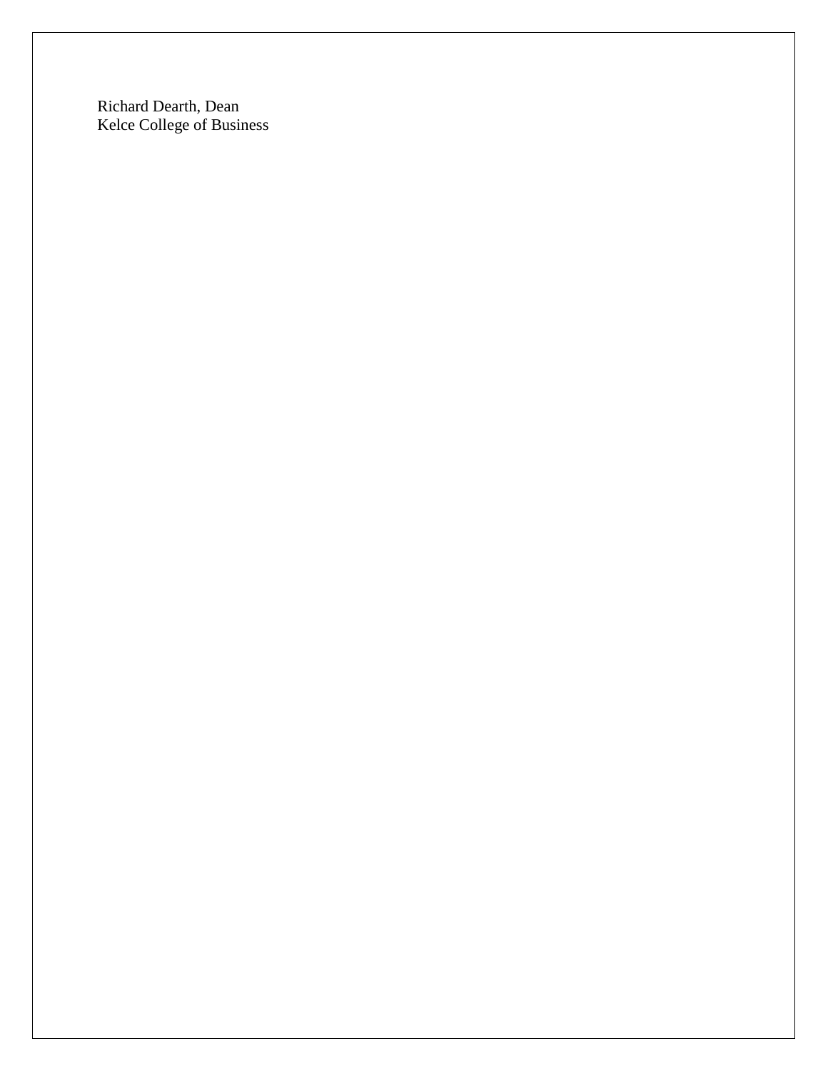Richard Dearth, Dean  
Kelce College of Business